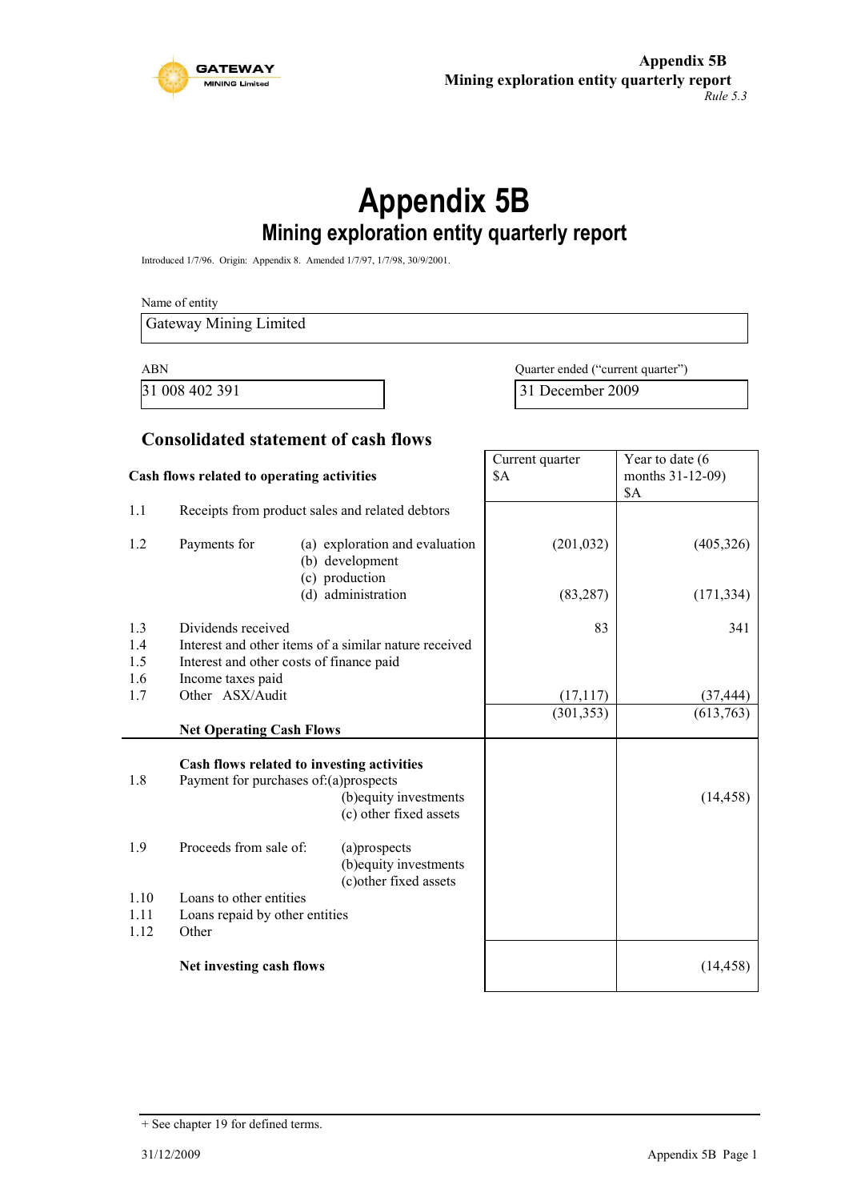# Appendix 5B

## Mining exploration entity quarterly report

Introduced 1/7/96. Origin: Appendix 8. Amended 1/7/97, 1/7/98, 30/9/2001.

Name of entity

| Gateway Mining Limited |
|---|

| ABN | Quarter ended ("current quarter") |
|---|---|
| 31 008 402 391 | 31 December 2009 |

### Consolidated statement of cash flows

| | Cash flows related to operating activities | | Current quarter $A | Year to date (6 months 31-12-09) $A |
|---|---|---|---|---|
| 1.1 | Receipts from product sales and related debtors | | | |
| 1.2 | Payments for | (a) exploration and evaluation | (201,032) | (405,326) |
| | | (b) development | | |
| | | (c) production | | |
| | | (d) administration | (83,287) | (171,334) |
| 1.3 | Dividends received | | 83 | 341 |
| 1.4 | Interest and other items of a similar nature received | | | |
| 1.5 | Interest and other costs of finance paid | | | |
| 1.6 | Income taxes paid | | | |
| 1.7 | Other ASX/Audit | | (17,117) | (37,444) |
| | **Net Operating Cash Flows** | | (301,353) | (613,763) |
| | **Cash flows related to investing activities** | | | |
| 1.8 | Payment for purchases of: | (a)prospects | | |
| | | (b)equity investments | | (14,458) |
| | | (c) other fixed assets | | |
| 1.9 | Proceeds from sale of: | (a)prospects | | |
| | | (b)equity investments | | |
| | | (c)other fixed assets | | |
| 1.10 | Loans to other entities | | | |
| 1.11 | Loans repaid by other entities | | | |
| 1.12 | Other | | | |
| | **Net investing cash flows** | | | (14,458) |

+ See chapter 19 for defined terms.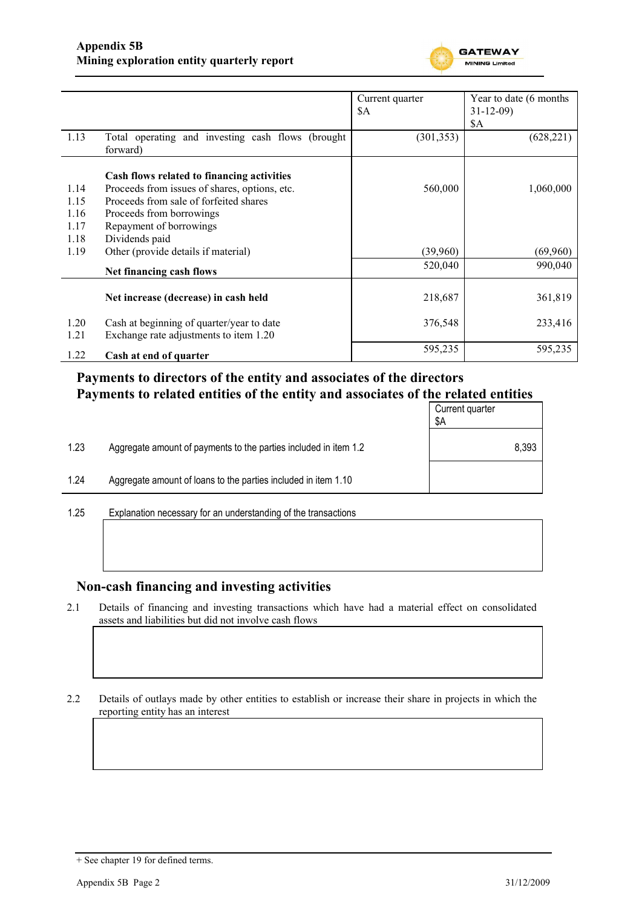|  |  | Current quarter $A | Year to date (6 months 31-12-09) $A |
|---|---|---|---|
| 1.13 | Total operating and investing cash flows (brought forward) | (301,353) | (628,221) |
|  | **Cash flows related to financing activities** |  |  |
| 1.14 | Proceeds from issues of shares, options, etc. | 560,000 | 1,060,000 |
| 1.15 | Proceeds from sale of forfeited shares |  |  |
| 1.16 | Proceeds from borrowings |  |  |
| 1.17 | Repayment of borrowings |  |  |
| 1.18 | Dividends paid |  |  |
| 1.19 | Other (provide details if material) | (39,960) | (69,960) |
|  | **Net financing cash flows** | 520,040 | 990,040 |
|  | **Net increase (decrease) in cash held** | 218,687 | 361,819 |
| 1.20 | Cash at beginning of quarter/year to date | 376,548 | 233,416 |
| 1.21 | Exchange rate adjustments to item 1.20 |  |  |
| 1.22 | **Cash at end of quarter** | 595,235 | 595,235 |

## Payments to directors of the entity and associates of the directors
## Payments to related entities of the entity and associates of the related entities

|  |  | Current quarter $A |
|---|---|---|
| 1.23 | Aggregate amount of payments to the parties included in item 1.2 | 8,393 |
| 1.24 | Aggregate amount of loans to the parties included in item 1.10 |  |

1.25 Explanation necessary for an understanding of the transactions

## Non-cash financing and investing activities

2.1 Details of financing and investing transactions which have had a material effect on consolidated assets and liabilities but did not involve cash flows

2.2 Details of outlays made by other entities to establish or increase their share in projects in which the reporting entity has an interest

+ See chapter 19 for defined terms.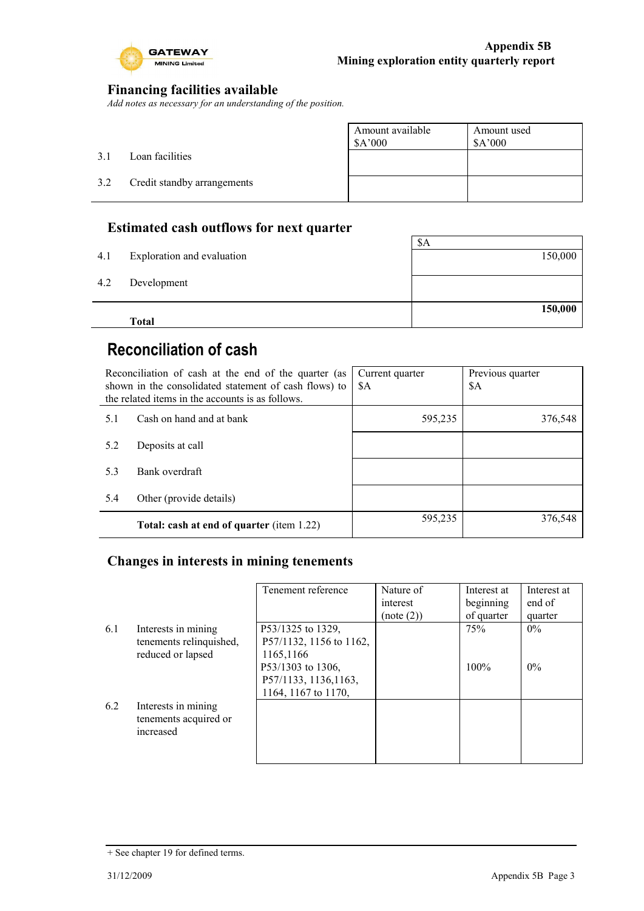## Financing facilities available

*Add notes as necessary for an understanding of the position.*

| | | Amount available $A'000 | Amount used $A'000 |
|---|---|---|---|
| 3.1 | Loan facilities | | |
| 3.2 | Credit standby arrangements | | |

## Estimated cash outflows for next quarter

| | | $A |
|---|---|---|
| 4.1 | Exploration and evaluation | 150,000 |
| 4.2 | Development | |
| | **Total** | **150,000** |

# Reconciliation of cash

| Reconciliation of cash at the end of the quarter (as shown in the consolidated statement of cash flows) to the related items in the accounts is as follows. | | Current quarter $A | Previous quarter $A |
|---|---|---|---|
| 5.1 | Cash on hand and at bank | 595,235 | 376,548 |
| 5.2 | Deposits at call | | |
| 5.3 | Bank overdraft | | |
| 5.4 | Other (provide details) | | |
| | **Total: cash at end of quarter** (item 1.22) | 595,235 | 376,548 |

## Changes in interests in mining tenements

| | | Tenement reference | Nature of interest (note (2)) | Interest at beginning of quarter | Interest at end of quarter |
|---|---|---|---|---|---|
| 6.1 | Interests in mining tenements relinquished, reduced or lapsed | P53/1325 to 1329, P57/1132, 1156 to 1162, 1165,1166 | | 75% | 0% |
| | | P53/1303 to 1306, P57/1133, 1136,1163, 1164, 1167 to 1170, | | 100% | 0% |
| 6.2 | Interests in mining tenements acquired or increased | | | | |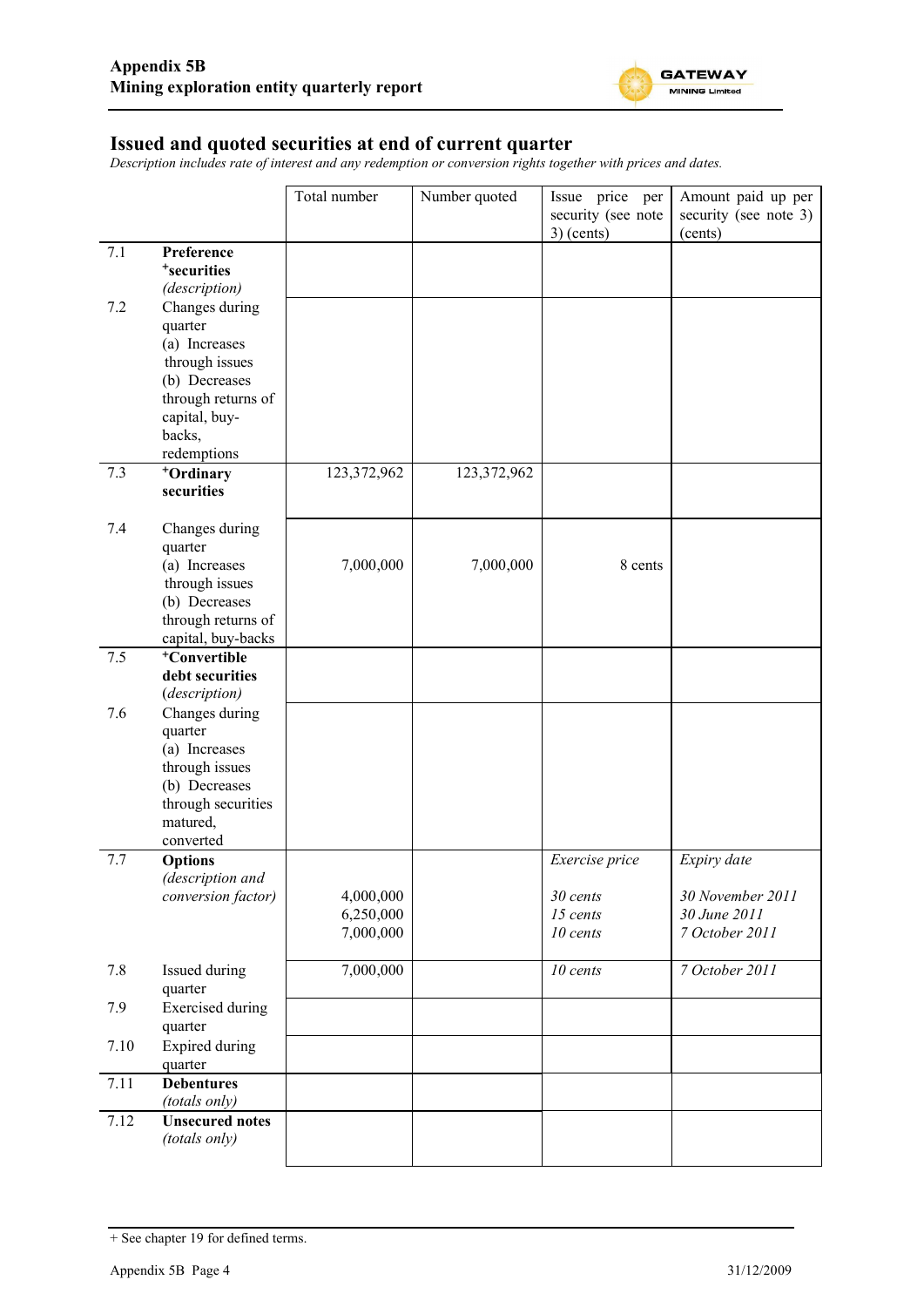## Issued and quoted securities at end of current quarter

*Description includes rate of interest and any redemption or conversion rights together with prices and dates.*

| | | Total number | Number quoted | Issue price per security (see note 3) (cents) | Amount paid up per security (see note 3) (cents) |
|---|---|---|---|---|---|
| 7.1 | **Preference +securities** *(description)* | | | | |
| 7.2 | Changes during quarter (a) Increases through issues (b) Decreases through returns of capital, buy-backs, redemptions | | | | |
| 7.3 | **+Ordinary securities** | 123,372,962 | 123,372,962 | | |
| 7.4 | Changes during quarter (a) Increases through issues (b) Decreases through returns of capital, buy-backs | 7,000,000 | 7,000,000 | 8 cents | |
| 7.5 | **+Convertible debt securities** *(description)* | | | | |
| 7.6 | Changes during quarter (a) Increases through issues (b) Decreases through securities matured, converted | | | | |
| 7.7 | **Options** *(description and conversion factor)* | | | *Exercise price* | *Expiry date* |
| | | 4,000,000 | | *30 cents* | *30 November 2011* |
| | | 6,250,000 | | *15 cents* | *30 June 2011* |
| | | 7,000,000 | | *10 cents* | *7 October 2011* |
| 7.8 | Issued during quarter | 7,000,000 | | *10 cents* | *7 October 2011* |
| 7.9 | Exercised during quarter | | | | |
| 7.10 | Expired during quarter | | | | |
| 7.11 | **Debentures** *(totals only)* | | | | |
| 7.12 | **Unsecured notes** *(totals only)* | | | | |

+ See chapter 19 for defined terms.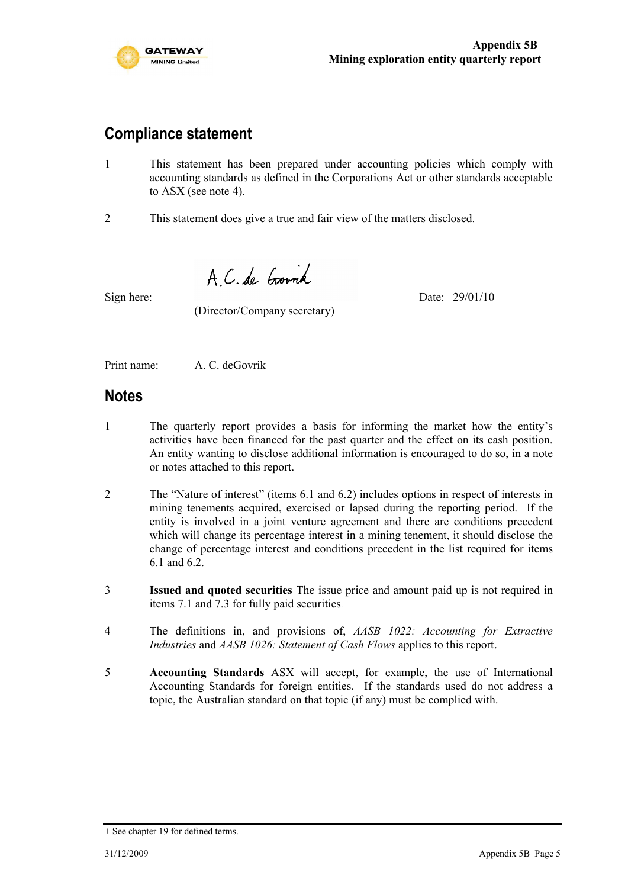## Compliance statement

1 This statement has been prepared under accounting policies which comply with accounting standards as defined in the Corporations Act or other standards acceptable to ASX (see note 4).

2 This statement does give a true and fair view of the matters disclosed.

Sign here: A.C. de Govrik (Director/Company secretary) Date: 29/01/10

Print name: A. C. deGovrik

## Notes

1 The quarterly report provides a basis for informing the market how the entity's activities have been financed for the past quarter and the effect on its cash position. An entity wanting to disclose additional information is encouraged to do so, in a note or notes attached to this report.

2 The "Nature of interest" (items 6.1 and 6.2) includes options in respect of interests in mining tenements acquired, exercised or lapsed during the reporting period. If the entity is involved in a joint venture agreement and there are conditions precedent which will change its percentage interest in a mining tenement, it should disclose the change of percentage interest and conditions precedent in the list required for items 6.1 and 6.2.

3 **Issued and quoted securities** The issue price and amount paid up is not required in items 7.1 and 7.3 for fully paid securities.

4 The definitions in, and provisions of, *AASB 1022: Accounting for Extractive Industries* and *AASB 1026: Statement of Cash Flows* applies to this report.

5 **Accounting Standards** ASX will accept, for example, the use of International Accounting Standards for foreign entities. If the standards used do not address a topic, the Australian standard on that topic (if any) must be complied with.

+ See chapter 19 for defined terms.